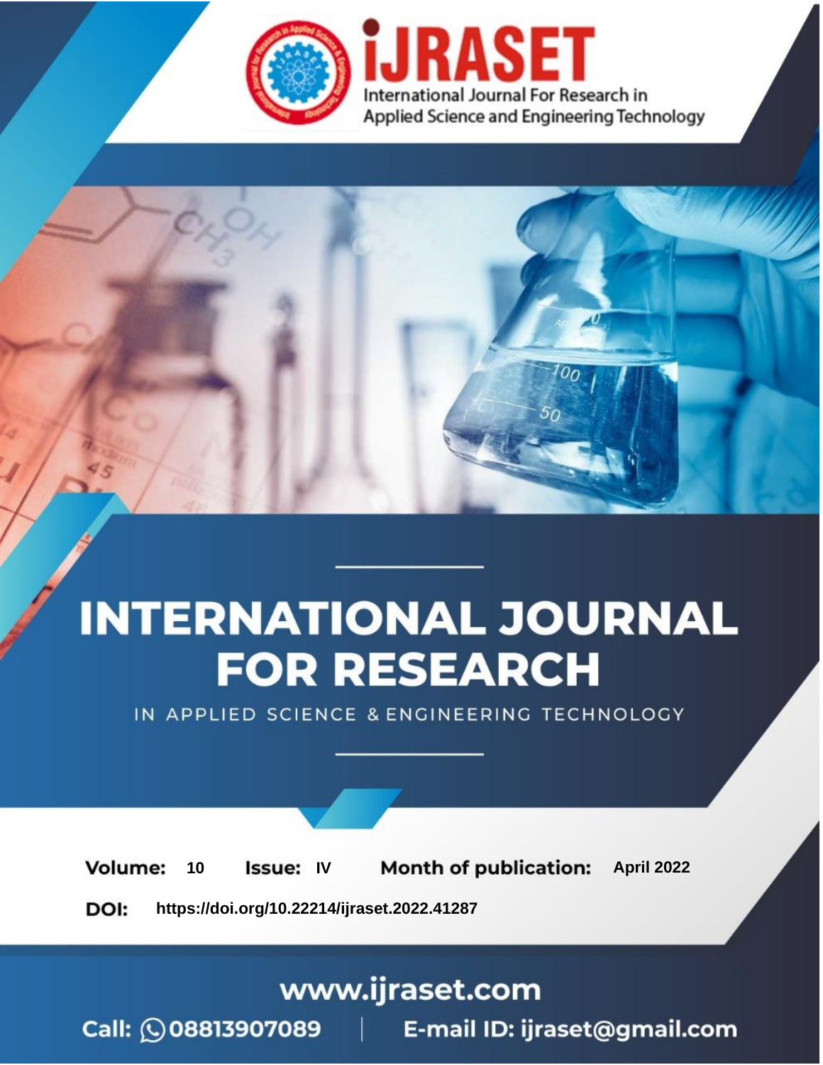# INTERNATIONAL JOURNAL FOR RESEARCH

IN APPLIED SCIENCE & ENGINEERING TECHNOLOGY

**Volume:** 10 **Issue:** IV **Month of publication:** April 2022

**DOI:** https://doi.org/10.22214/ijraset.2022.41287

www.ijraset.com

Call: 08813907089 | E-mail ID: ijraset@gmail.com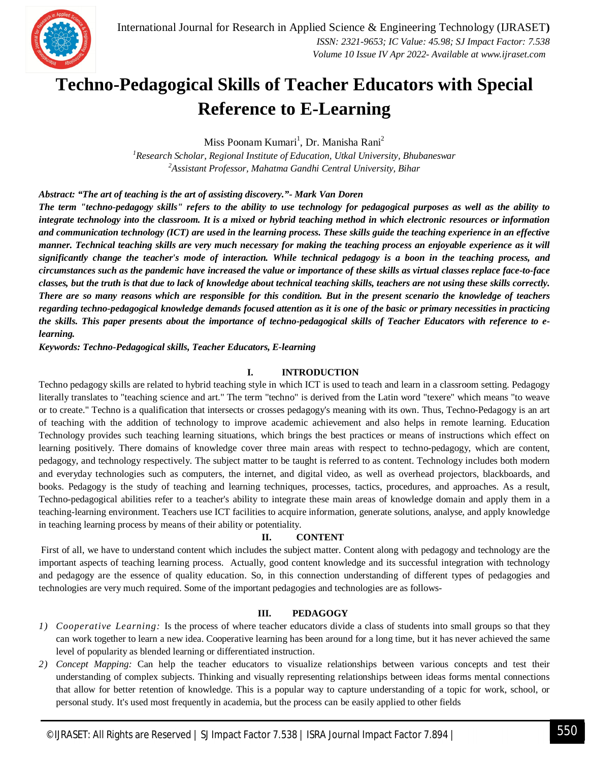# Techno-Pedagogical Skills of Teacher Educators with Special Reference to E-Learning

Miss Poonam Kumari[1], Dr. Manisha Rani[2]

[1]*Research Scholar, Regional Institute of Education, Utkal University, Bhubaneswar*
[2]*Assistant Professor, Mahatma Gandhi Central University, Bihar*

***Abstract: "The art of teaching is the art of assisting discovery."- Mark Van Doren***
***The term "techno-pedagogy skills" refers to the ability to use technology for pedagogical purposes as well as the ability to integrate technology into the classroom. It is a mixed or hybrid teaching method in which electronic resources or information and communication technology (ICT) are used in the learning process. These skills guide the teaching experience in an effective manner. Technical teaching skills are very much necessary for making the teaching process an enjoyable experience as it will significantly change the teacher's mode of interaction. While technical pedagogy is a boon in the teaching process, and circumstances such as the pandemic have increased the value or importance of these skills as virtual classes replace face-to-face classes, but the truth is that due to lack of knowledge about technical teaching skills, teachers are not using these skills correctly. There are so many reasons which are responsible for this condition. But in the present scenario the knowledge of teachers regarding techno-pedagogical knowledge demands focused attention as it is one of the basic or primary necessities in practicing the skills. This paper presents about the importance of techno-pedagogical skills of Teacher Educators with reference to e-learning.***
***Keywords: Techno-Pedagogical skills, Teacher Educators, E-learning***

## I. INTRODUCTION

Techno pedagogy skills are related to hybrid teaching style in which ICT is used to teach and learn in a classroom setting. Pedagogy literally translates to "teaching science and art." The term "techno" is derived from the Latin word "texere" which means "to weave or to create." Techno is a qualification that intersects or crosses pedagogy's meaning with its own. Thus, Techno-Pedagogy is an art of teaching with the addition of technology to improve academic achievement and also helps in remote learning. Education Technology provides such teaching learning situations, which brings the best practices or means of instructions which effect on learning positively. There domains of knowledge cover three main areas with respect to techno-pedagogy, which are content, pedagogy, and technology respectively. The subject matter to be taught is referred to as content. Technology includes both modern and everyday technologies such as computers, the internet, and digital video, as well as overhead projectors, blackboards, and books. Pedagogy is the study of teaching and learning techniques, processes, tactics, procedures, and approaches. As a result, Techno-pedagogical abilities refer to a teacher's ability to integrate these main areas of knowledge domain and apply them in a teaching-learning environment. Teachers use ICT facilities to acquire information, generate solutions, analyse, and apply knowledge in teaching learning process by means of their ability or potentiality.

## II. CONTENT

First of all, we have to understand content which includes the subject matter. Content along with pedagogy and technology are the important aspects of teaching learning process. Actually, good content knowledge and its successful integration with technology and pedagogy are the essence of quality education. So, in this connection understanding of different types of pedagogies and technologies are very much required. Some of the important pedagogies and technologies are as follows-

## III. PEDAGOGY

1) *Cooperative Learning:* Is the process of where teacher educators divide a class of students into small groups so that they can work together to learn a new idea. Cooperative learning has been around for a long time, but it has never achieved the same level of popularity as blended learning or differentiated instruction.
2) *Concept Mapping:* Can help the teacher educators to visualize relationships between various concepts and test their understanding of complex subjects. Thinking and visually representing relationships between ideas forms mental connections that allow for better retention of knowledge. This is a popular way to capture understanding of a topic for work, school, or personal study. It's used most frequently in academia, but the process can be easily applied to other fields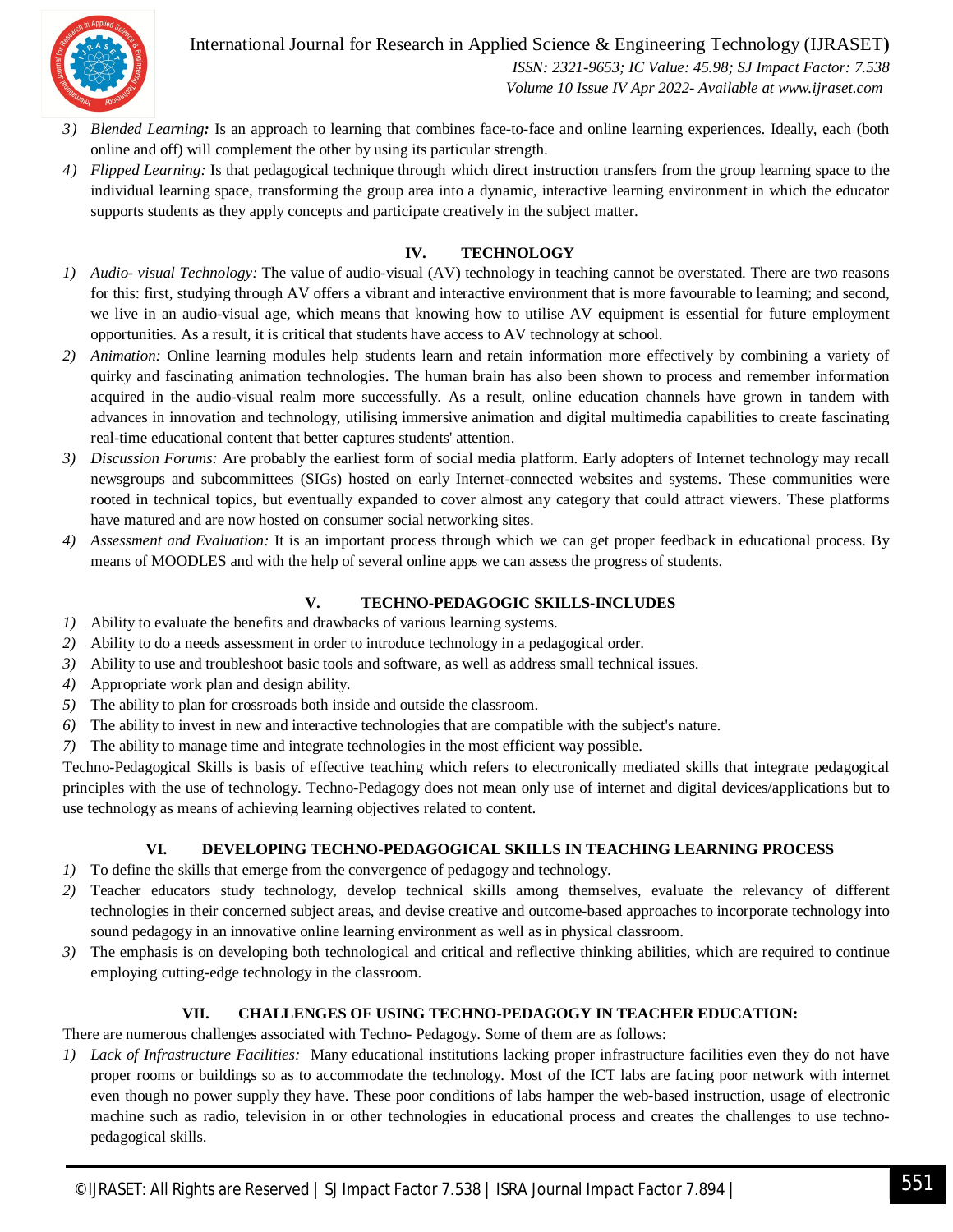3) *Blended Learning:* Is an approach to learning that combines face-to-face and online learning experiences. Ideally, each (both online and off) will complement the other by using its particular strength.
4) *Flipped Learning:* Is that pedagogical technique through which direct instruction transfers from the group learning space to the individual learning space, transforming the group area into a dynamic, interactive learning environment in which the educator supports students as they apply concepts and participate creatively in the subject matter.

## IV. TECHNOLOGY

1) *Audio- visual Technology:* The value of audio-visual (AV) technology in teaching cannot be overstated. There are two reasons for this: first, studying through AV offers a vibrant and interactive environment that is more favourable to learning; and second, we live in an audio-visual age, which means that knowing how to utilise AV equipment is essential for future employment opportunities. As a result, it is critical that students have access to AV technology at school.
2) *Animation:* Online learning modules help students learn and retain information more effectively by combining a variety of quirky and fascinating animation technologies. The human brain has also been shown to process and remember information acquired in the audio-visual realm more successfully. As a result, online education channels have grown in tandem with advances in innovation and technology, utilising immersive animation and digital multimedia capabilities to create fascinating real-time educational content that better captures students' attention.
3) *Discussion Forums:* Are probably the earliest form of social media platform. Early adopters of Internet technology may recall newsgroups and subcommittees (SIGs) hosted on early Internet-connected websites and systems. These communities were rooted in technical topics, but eventually expanded to cover almost any category that could attract viewers. These platforms have matured and are now hosted on consumer social networking sites.
4) *Assessment and Evaluation:* It is an important process through which we can get proper feedback in educational process. By means of MOODLES and with the help of several online apps we can assess the progress of students.

## V. TECHNO-PEDAGOGIC SKILLS-INCLUDES

1) Ability to evaluate the benefits and drawbacks of various learning systems.
2) Ability to do a needs assessment in order to introduce technology in a pedagogical order.
3) Ability to use and troubleshoot basic tools and software, as well as address small technical issues.
4) Appropriate work plan and design ability.
5) The ability to plan for crossroads both inside and outside the classroom.
6) The ability to invest in new and interactive technologies that are compatible with the subject's nature.
7) The ability to manage time and integrate technologies in the most efficient way possible.

Techno-Pedagogical Skills is basis of effective teaching which refers to electronically mediated skills that integrate pedagogical principles with the use of technology. Techno-Pedagogy does not mean only use of internet and digital devices/applications but to use technology as means of achieving learning objectives related to content.

## VI. DEVELOPING TECHNO-PEDAGOGICAL SKILLS IN TEACHING LEARNING PROCESS

1) To define the skills that emerge from the convergence of pedagogy and technology.
2) Teacher educators study technology, develop technical skills among themselves, evaluate the relevancy of different technologies in their concerned subject areas, and devise creative and outcome-based approaches to incorporate technology into sound pedagogy in an innovative online learning environment as well as in physical classroom.
3) The emphasis is on developing both technological and critical and reflective thinking abilities, which are required to continue employing cutting-edge technology in the classroom.

## VII. CHALLENGES OF USING TECHNO-PEDAGOGY IN TEACHER EDUCATION:

There are numerous challenges associated with Techno- Pedagogy. Some of them are as follows:

1) *Lack of Infrastructure Facilities:* Many educational institutions lacking proper infrastructure facilities even they do not have proper rooms or buildings so as to accommodate the technology. Most of the ICT labs are facing poor network with internet even though no power supply they have. These poor conditions of labs hamper the web-based instruction, usage of electronic machine such as radio, television in or other technologies in educational process and creates the challenges to use techno-pedagogical skills.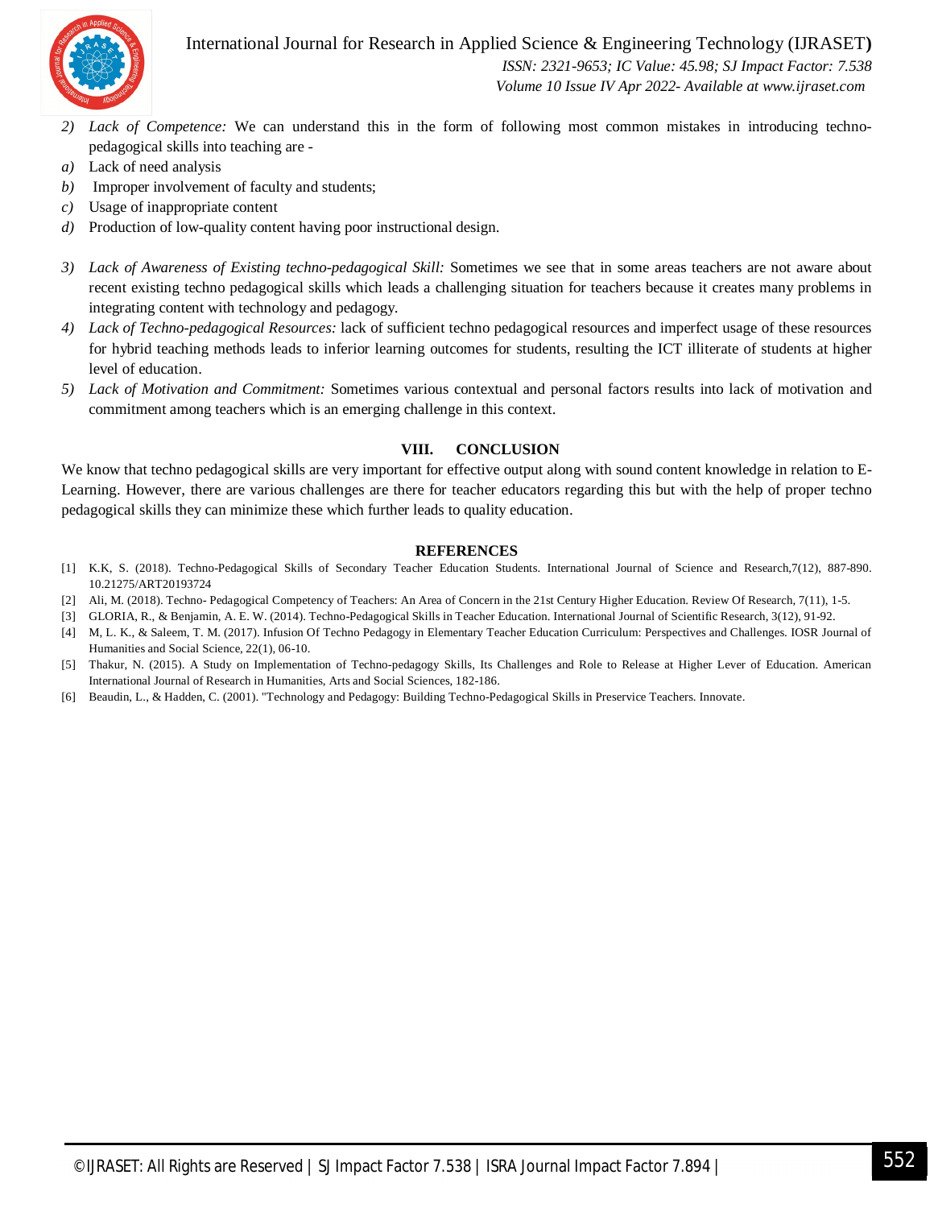2) *Lack of Competence:* We can understand this in the form of following most common mistakes in introducing techno-pedagogical skills into teaching are -
   a) Lack of need analysis
   b) Improper involvement of faculty and students;
   c) Usage of inappropriate content
   d) Production of low-quality content having poor instructional design.

3) *Lack of Awareness of Existing techno-pedagogical Skill:* Sometimes we see that in some areas teachers are not aware about recent existing techno pedagogical skills which leads a challenging situation for teachers because it creates many problems in integrating content with technology and pedagogy.
4) *Lack of Techno-pedagogical Resources:* lack of sufficient techno pedagogical resources and imperfect usage of these resources for hybrid teaching methods leads to inferior learning outcomes for students, resulting the ICT illiterate of students at higher level of education.
5) *Lack of Motivation and Commitment:* Sometimes various contextual and personal factors results into lack of motivation and commitment among teachers which is an emerging challenge in this context.

## VIII. CONCLUSION

We know that techno pedagogical skills are very important for effective output along with sound content knowledge in relation to E-Learning. However, there are various challenges are there for teacher educators regarding this but with the help of proper techno pedagogical skills they can minimize these which further leads to quality education.

## REFERENCES

[1] K.K, S. (2018). Techno-Pedagogical Skills of Secondary Teacher Education Students. International Journal of Science and Research,7(12), 887-890. 10.21275/ART20193724

[2] Ali, M. (2018). Techno- Pedagogical Competency of Teachers: An Area of Concern in the 21st Century Higher Education. Review Of Research, 7(11), 1-5.

[3] GLORIA, R., & Benjamin, A. E. W. (2014). Techno-Pedagogical Skills in Teacher Education. International Journal of Scientific Research, 3(12), 91-92.

[4] M, L. K., & Saleem, T. M. (2017). Infusion Of Techno Pedagogy in Elementary Teacher Education Curriculum: Perspectives and Challenges. IOSR Journal of Humanities and Social Science, 22(1), 06-10.

[5] Thakur, N. (2015). A Study on Implementation of Techno-pedagogy Skills, Its Challenges and Role to Release at Higher Lever of Education. American International Journal of Research in Humanities, Arts and Social Sciences, 182-186.

[6] Beaudin, L., & Hadden, C. (2001). "Technology and Pedagogy: Building Techno-Pedagogical Skills in Preservice Teachers. Innovate.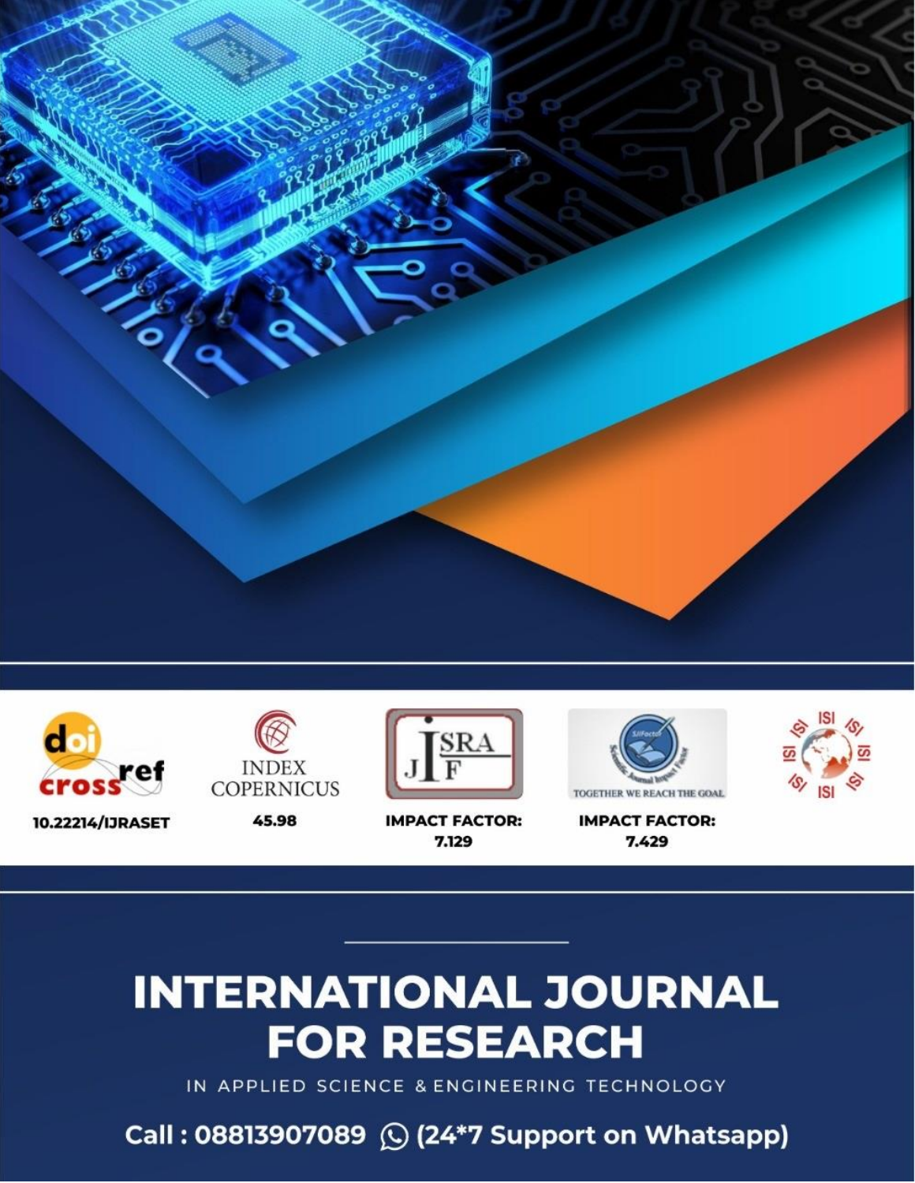10.22214/IJRASET

45.98

IMPACT FACTOR: 7.129

IMPACT FACTOR: 7.429

# INTERNATIONAL JOURNAL FOR RESEARCH

IN APPLIED SCIENCE & ENGINEERING TECHNOLOGY

Call : 08813907089 (24*7 Support on Whatsapp)